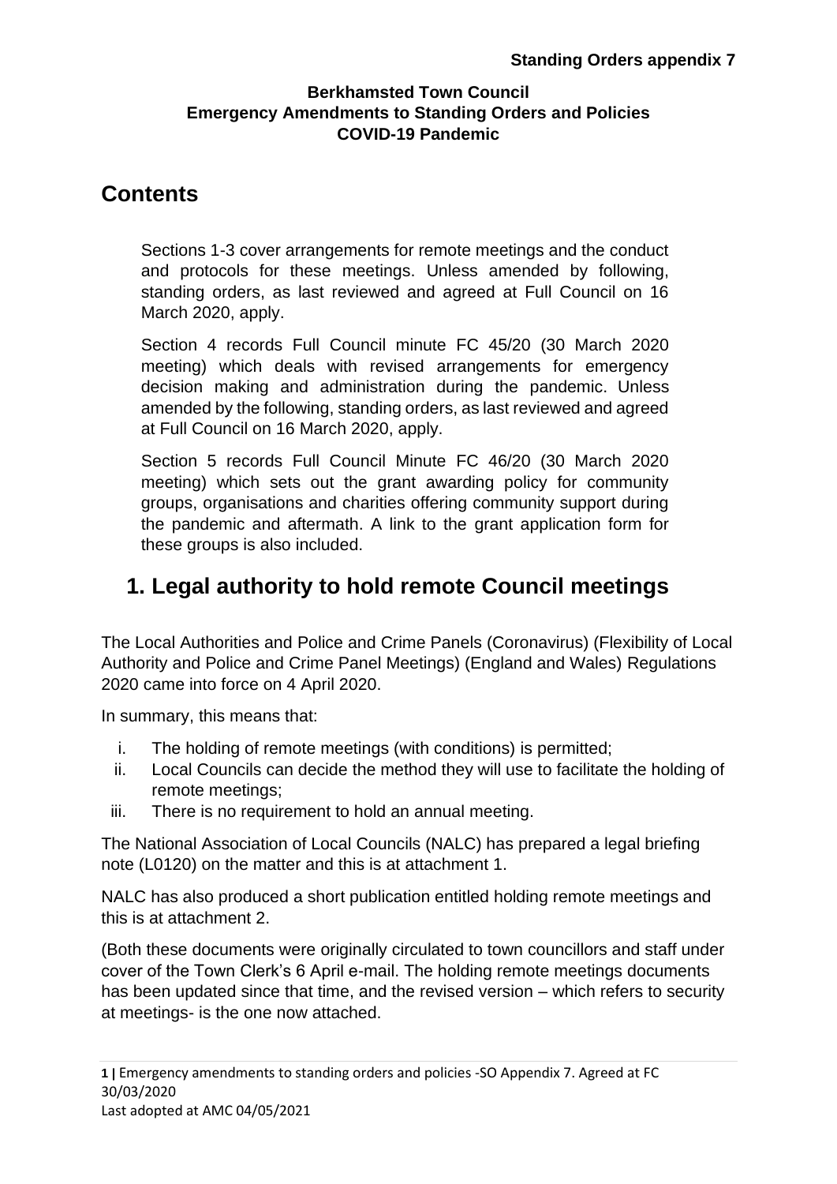**Standing Orders appendix 7**

**Berkhamsted Town Council**
**Emergency Amendments to Standing Orders and Policies**
**COVID-19 Pandemic**

# Contents

Sections 1-3 cover arrangements for remote meetings and the conduct and protocols for these meetings. Unless amended by following, standing orders, as last reviewed and agreed at Full Council on 16 March 2020, apply.

Section 4 records Full Council minute FC 45/20 (30 March 2020 meeting) which deals with revised arrangements for emergency decision making and administration during the pandemic. Unless amended by the following, standing orders, as last reviewed and agreed at Full Council on 16 March 2020, apply.

Section 5 records Full Council Minute FC 46/20 (30 March 2020 meeting) which sets out the grant awarding policy for community groups, organisations and charities offering community support during the pandemic and aftermath. A link to the grant application form for these groups is also included.

## 1. Legal authority to hold remote Council meetings

The Local Authorities and Police and Crime Panels (Coronavirus) (Flexibility of Local Authority and Police and Crime Panel Meetings) (England and Wales) Regulations 2020 came into force on 4 April 2020.

In summary, this means that:

i. The holding of remote meetings (with conditions) is permitted;
ii. Local Councils can decide the method they will use to facilitate the holding of remote meetings;
iii. There is no requirement to hold an annual meeting.

The National Association of Local Councils (NALC) has prepared a legal briefing note (L0120) on the matter and this is at attachment 1.

NALC has also produced a short publication entitled holding remote meetings and this is at attachment 2.

(Both these documents were originally circulated to town councillors and staff under cover of the Town Clerk's 6 April e-mail. The holding remote meetings documents has been updated since that time, and the revised version – which refers to security at meetings- is the one now attached.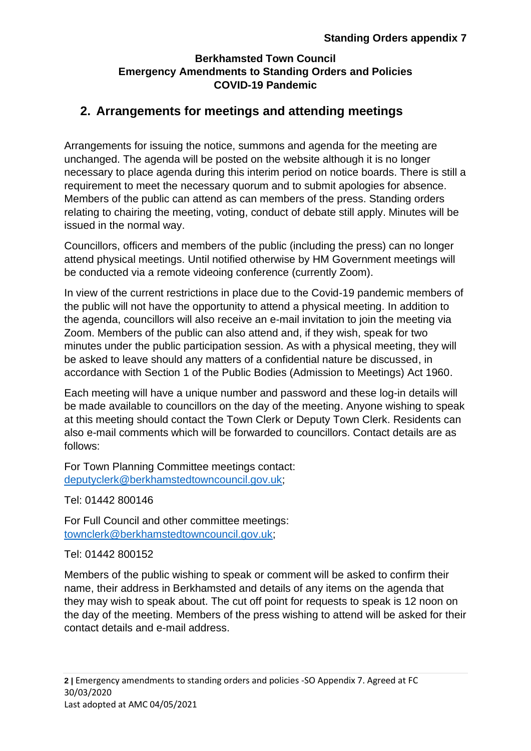**Standing Orders appendix 7**

**Berkhamsted Town Council**
**Emergency Amendments to Standing Orders and Policies**
**COVID-19 Pandemic**

## 2. Arrangements for meetings and attending meetings

Arrangements for issuing the notice, summons and agenda for the meeting are unchanged. The agenda will be posted on the website although it is no longer necessary to place agenda during this interim period on notice boards. There is still a requirement to meet the necessary quorum and to submit apologies for absence. Members of the public can attend as can members of the press. Standing orders relating to chairing the meeting, voting, conduct of debate still apply. Minutes will be issued in the normal way.

Councillors, officers and members of the public (including the press) can no longer attend physical meetings. Until notified otherwise by HM Government meetings will be conducted via a remote videoing conference (currently Zoom).

In view of the current restrictions in place due to the Covid-19 pandemic members of the public will not have the opportunity to attend a physical meeting. In addition to the agenda, councillors will also receive an e-mail invitation to join the meeting via Zoom. Members of the public can also attend and, if they wish, speak for two minutes under the public participation session. As with a physical meeting, they will be asked to leave should any matters of a confidential nature be discussed, in accordance with Section 1 of the Public Bodies (Admission to Meetings) Act 1960.

Each meeting will have a unique number and password and these log-in details will be made available to councillors on the day of the meeting. Anyone wishing to speak at this meeting should contact the Town Clerk or Deputy Town Clerk. Residents can also e-mail comments which will be forwarded to councillors. Contact details are as follows:

For Town Planning Committee meetings contact: deputyclerk@berkhamstedtowncouncil.gov.uk;

Tel: 01442 800146

For Full Council and other committee meetings: townclerk@berkhamstedtowncouncil.gov.uk;

Tel: 01442 800152

Members of the public wishing to speak or comment will be asked to confirm their name, their address in Berkhamsted and details of any items on the agenda that they may wish to speak about. The cut off point for requests to speak is 12 noon on the day of the meeting. Members of the press wishing to attend will be asked for their contact details and e-mail address.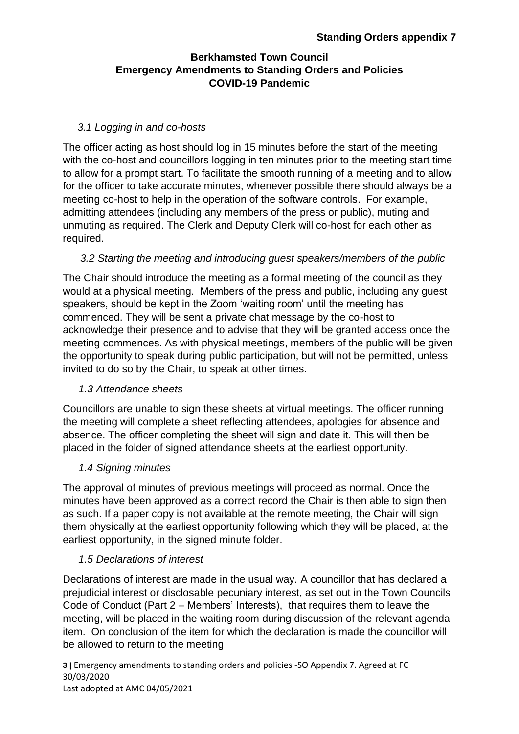**Standing Orders appendix 7**

**Berkhamsted Town Council**
**Emergency Amendments to Standing Orders and Policies**
**COVID-19 Pandemic**

*3.1 Logging in and co-hosts*

The officer acting as host should log in 15 minutes before the start of the meeting with the co-host and councillors logging in ten minutes prior to the meeting start time to allow for a prompt start. To facilitate the smooth running of a meeting and to allow for the officer to take accurate minutes, whenever possible there should always be a meeting co-host to help in the operation of the software controls. For example, admitting attendees (including any members of the press or public), muting and unmuting as required. The Clerk and Deputy Clerk will co-host for each other as required.

*3.2 Starting the meeting and introducing guest speakers/members of the public*

The Chair should introduce the meeting as a formal meeting of the council as they would at a physical meeting. Members of the press and public, including any guest speakers, should be kept in the Zoom 'waiting room' until the meeting has commenced. They will be sent a private chat message by the co-host to acknowledge their presence and to advise that they will be granted access once the meeting commences. As with physical meetings, members of the public will be given the opportunity to speak during public participation, but will not be permitted, unless invited to do so by the Chair, to speak at other times.

*1.3 Attendance sheets*

Councillors are unable to sign these sheets at virtual meetings. The officer running the meeting will complete a sheet reflecting attendees, apologies for absence and absence. The officer completing the sheet will sign and date it. This will then be placed in the folder of signed attendance sheets at the earliest opportunity.

*1.4 Signing minutes*

The approval of minutes of previous meetings will proceed as normal. Once the minutes have been approved as a correct record the Chair is then able to sign then as such. If a paper copy is not available at the remote meeting, the Chair will sign them physically at the earliest opportunity following which they will be placed, at the earliest opportunity, in the signed minute folder.

*1.5 Declarations of interest*

Declarations of interest are made in the usual way. A councillor that has declared a prejudicial interest or disclosable pecuniary interest, as set out in the Town Councils Code of Conduct (Part 2 – Members' Interests), that requires them to leave the meeting, will be placed in the waiting room during discussion of the relevant agenda item. On conclusion of the item for which the declaration is made the councillor will be allowed to return to the meeting

Emergency amendments to standing orders and policies -SO Appendix 7. Agreed at FC 30/03/2020
Last adopted at AMC 04/05/2021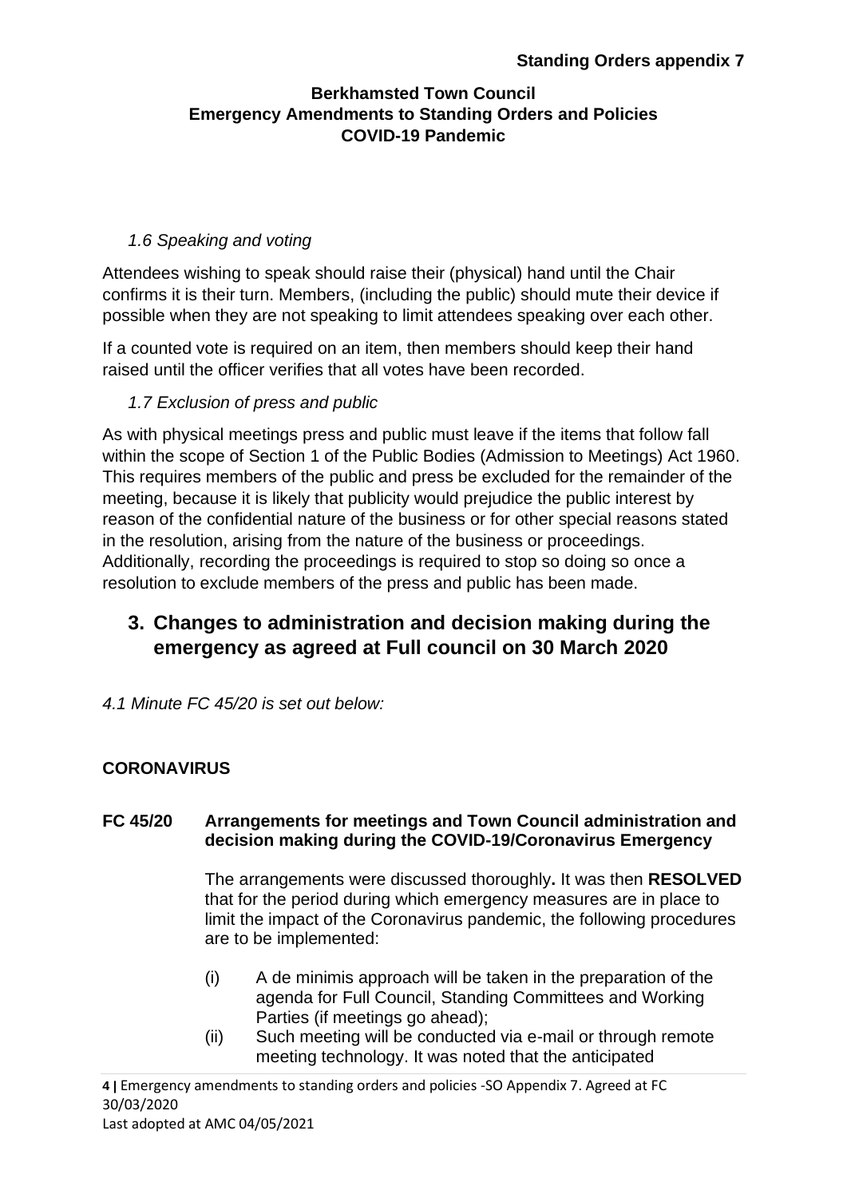*1.6 Speaking and voting*

Attendees wishing to speak should raise their (physical) hand until the Chair confirms it is their turn. Members, (including the public) should mute their device if possible when they are not speaking to limit attendees speaking over each other.

If a counted vote is required on an item, then members should keep their hand raised until the officer verifies that all votes have been recorded.

*1.7 Exclusion of press and public*

As with physical meetings press and public must leave if the items that follow fall within the scope of Section 1 of the Public Bodies (Admission to Meetings) Act 1960. This requires members of the public and press be excluded for the remainder of the meeting, because it is likely that publicity would prejudice the public interest by reason of the confidential nature of the business or for other special reasons stated in the resolution, arising from the nature of the business or proceedings. Additionally, recording the proceedings is required to stop so doing so once a resolution to exclude members of the press and public has been made.

## 3. Changes to administration and decision making during the emergency as agreed at Full council on 30 March 2020

*4.1 Minute FC 45/20 is set out below:*

**CORONAVIRUS**

**FC 45/20 Arrangements for meetings and Town Council administration and decision making during the COVID-19/Coronavirus Emergency**

The arrangements were discussed thoroughly**.** It was then **RESOLVED** that for the period during which emergency measures are in place to limit the impact of the Coronavirus pandemic, the following procedures are to be implemented:

(i) A de minimis approach will be taken in the preparation of the agenda for Full Council, Standing Committees and Working Parties (if meetings go ahead);

(ii) Such meeting will be conducted via e-mail or through remote meeting technology. It was noted that the anticipated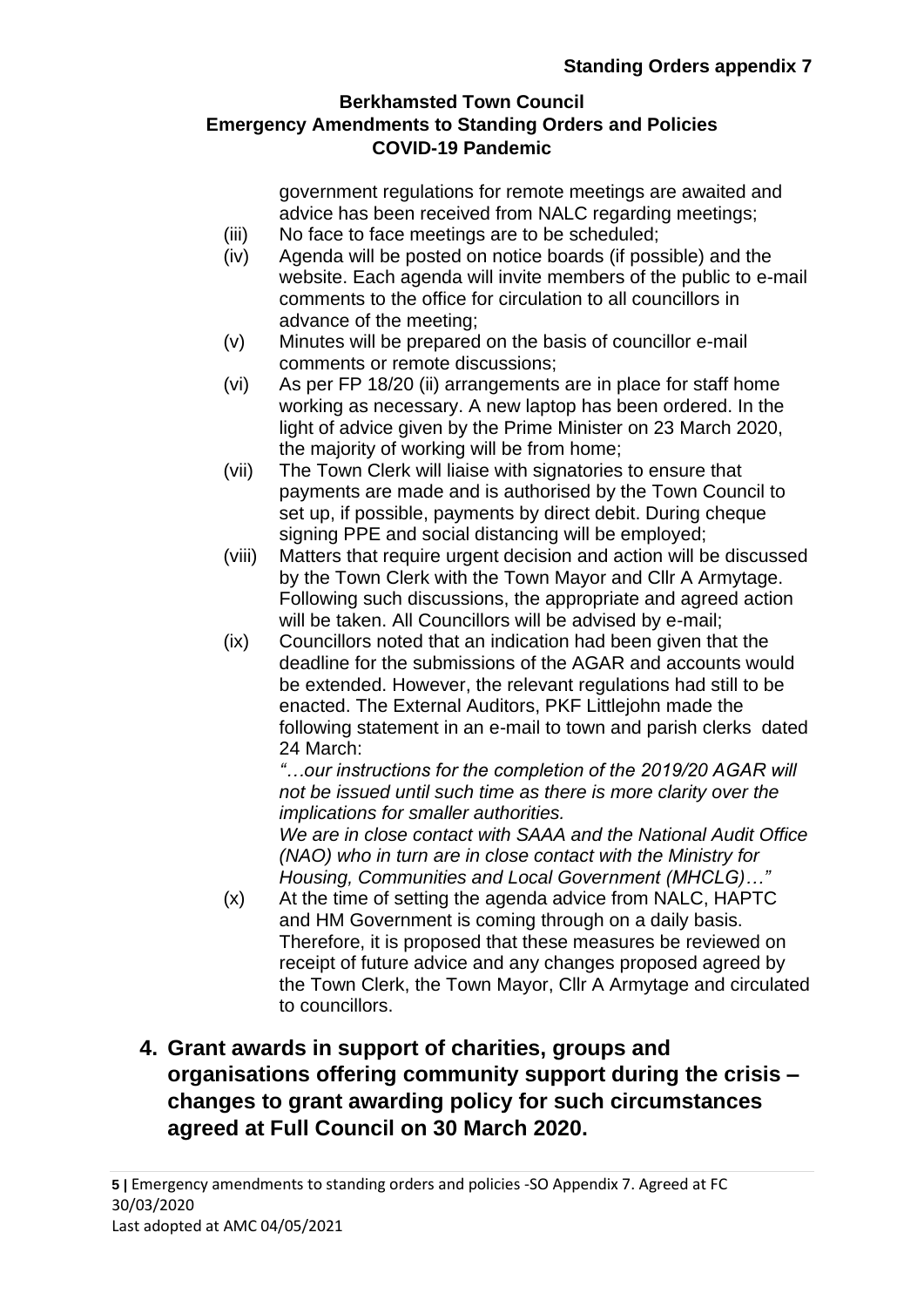government regulations for remote meetings are awaited and advice has been received from NALC regarding meetings;

(iii) No face to face meetings are to be scheduled;

(iv) Agenda will be posted on notice boards (if possible) and the website. Each agenda will invite members of the public to e-mail comments to the office for circulation to all councillors in advance of the meeting;

(v) Minutes will be prepared on the basis of councillor e-mail comments or remote discussions;

(vi) As per FP 18/20 (ii) arrangements are in place for staff home working as necessary. A new laptop has been ordered. In the light of advice given by the Prime Minister on 23 March 2020, the majority of working will be from home;

(vii) The Town Clerk will liaise with signatories to ensure that payments are made and is authorised by the Town Council to set up, if possible, payments by direct debit. During cheque signing PPE and social distancing will be employed;

(viii) Matters that require urgent decision and action will be discussed by the Town Clerk with the Town Mayor and Cllr A Armytage. Following such discussions, the appropriate and agreed action will be taken. All Councillors will be advised by e-mail;

(ix) Councillors noted that an indication had been given that the deadline for the submissions of the AGAR and accounts would be extended. However, the relevant regulations had still to be enacted. The External Auditors, PKF Littlejohn made the following statement in an e-mail to town and parish clerks dated 24 March:

*"…our instructions for the completion of the 2019/20 AGAR will not be issued until such time as there is more clarity over the implications for smaller authorities.*
*We are in close contact with SAAA and the National Audit Office (NAO) who in turn are in close contact with the Ministry for Housing, Communities and Local Government (MHCLG)…"*

(x) At the time of setting the agenda advice from NALC, HAPTC and HM Government is coming through on a daily basis. Therefore, it is proposed that these measures be reviewed on receipt of future advice and any changes proposed agreed by the Town Clerk, the Town Mayor, Cllr A Armytage and circulated to councillors.

## 4. Grant awards in support of charities, groups and organisations offering community support during the crisis – changes to grant awarding policy for such circumstances agreed at Full Council on 30 March 2020.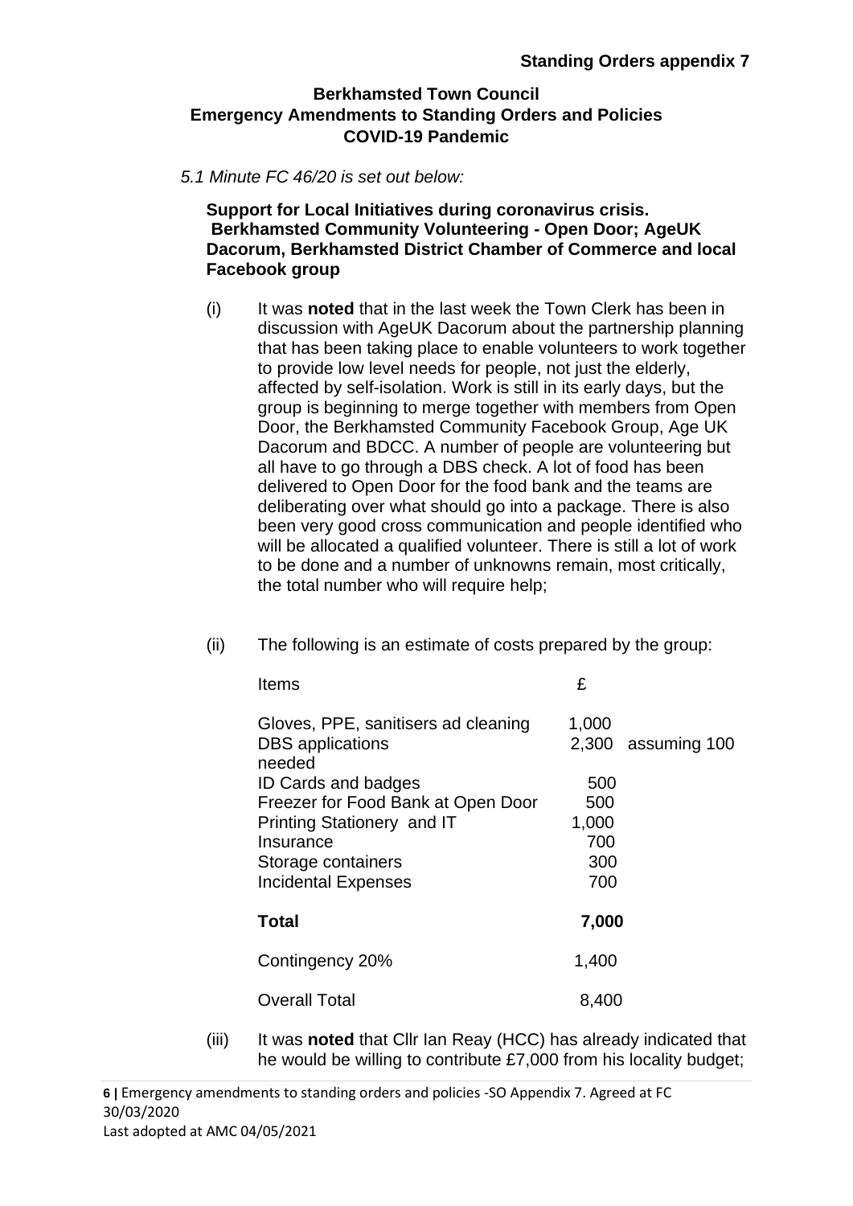**Standing Orders appendix 7**

**Berkhamsted Town Council**
**Emergency Amendments to Standing Orders and Policies**
**COVID-19 Pandemic**

*5.1 Minute FC 46/20 is set out below:*

**Support for Local Initiatives during coronavirus crisis. Berkhamsted Community Volunteering - Open Door; AgeUK Dacorum, Berkhamsted District Chamber of Commerce and local Facebook group**

(i) It was **noted** that in the last week the Town Clerk has been in discussion with AgeUK Dacorum about the partnership planning that has been taking place to enable volunteers to work together to provide low level needs for people, not just the elderly, affected by self-isolation. Work is still in its early days, but the group is beginning to merge together with members from Open Door, the Berkhamsted Community Facebook Group, Age UK Dacorum and BDCC. A number of people are volunteering but all have to go through a DBS check. A lot of food has been delivered to Open Door for the food bank and the teams are deliberating over what should go into a package. There is also been very good cross communication and people identified who will be allocated a qualified volunteer. There is still a lot of work to be done and a number of unknowns remain, most critically, the total number who will require help;

(ii) The following is an estimate of costs prepared by the group:

| Items | £ | |
|---|---|---|
| Gloves, PPE, sanitisers ad cleaning | 1,000 | |
| DBS applications needed | 2,300 | assuming 100 |
| ID Cards and badges | 500 | |
| Freezer for Food Bank at Open Door | 500 | |
| Printing Stationery and IT | 1,000 | |
| Insurance | 700 | |
| Storage containers | 300 | |
| Incidental Expenses | 700 | |
| **Total** | **7,000** | |
| Contingency 20% | 1,400 | |
| Overall Total | 8,400 | |

(iii) It was **noted** that Cllr Ian Reay (HCC) has already indicated that he would be willing to contribute £7,000 from his locality budget;

Emergency amendments to standing orders and policies -SO Appendix 7. Agreed at FC 30/03/2020
Last adopted at AMC 04/05/2021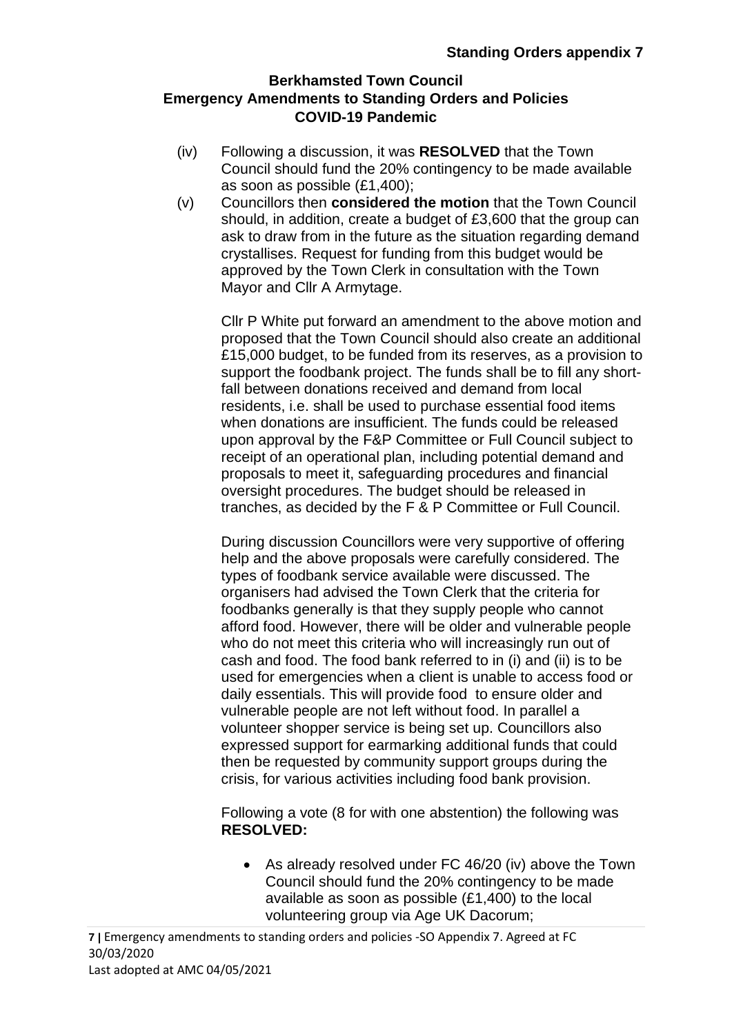**Standing Orders appendix 7**

**Berkhamsted Town Council**
**Emergency Amendments to Standing Orders and Policies**
**COVID-19 Pandemic**

(iv) Following a discussion, it was **RESOLVED** that the Town Council should fund the 20% contingency to be made available as soon as possible (£1,400);

(v) Councillors then **considered the motion** that the Town Council should, in addition, create a budget of £3,600 that the group can ask to draw from in the future as the situation regarding demand crystallises. Request for funding from this budget would be approved by the Town Clerk in consultation with the Town Mayor and Cllr A Armytage.

Cllr P White put forward an amendment to the above motion and proposed that the Town Council should also create an additional £15,000 budget, to be funded from its reserves, as a provision to support the foodbank project. The funds shall be to fill any short-fall between donations received and demand from local residents, i.e. shall be used to purchase essential food items when donations are insufficient. The funds could be released upon approval by the F&P Committee or Full Council subject to receipt of an operational plan, including potential demand and proposals to meet it, safeguarding procedures and financial oversight procedures. The budget should be released in tranches, as decided by the F & P Committee or Full Council.

During discussion Councillors were very supportive of offering help and the above proposals were carefully considered. The types of foodbank service available were discussed. The organisers had advised the Town Clerk that the criteria for foodbanks generally is that they supply people who cannot afford food. However, there will be older and vulnerable people who do not meet this criteria who will increasingly run out of cash and food. The food bank referred to in (i) and (ii) is to be used for emergencies when a client is unable to access food or daily essentials. This will provide food to ensure older and vulnerable people are not left without food. In parallel a volunteer shopper service is being set up. Councillors also expressed support for earmarking additional funds that could then be requested by community support groups during the crisis, for various activities including food bank provision.

Following a vote (8 for with one abstention) the following was **RESOLVED:**

- As already resolved under FC 46/20 (iv) above the Town Council should fund the 20% contingency to be made available as soon as possible (£1,400) to the local volunteering group via Age UK Dacorum;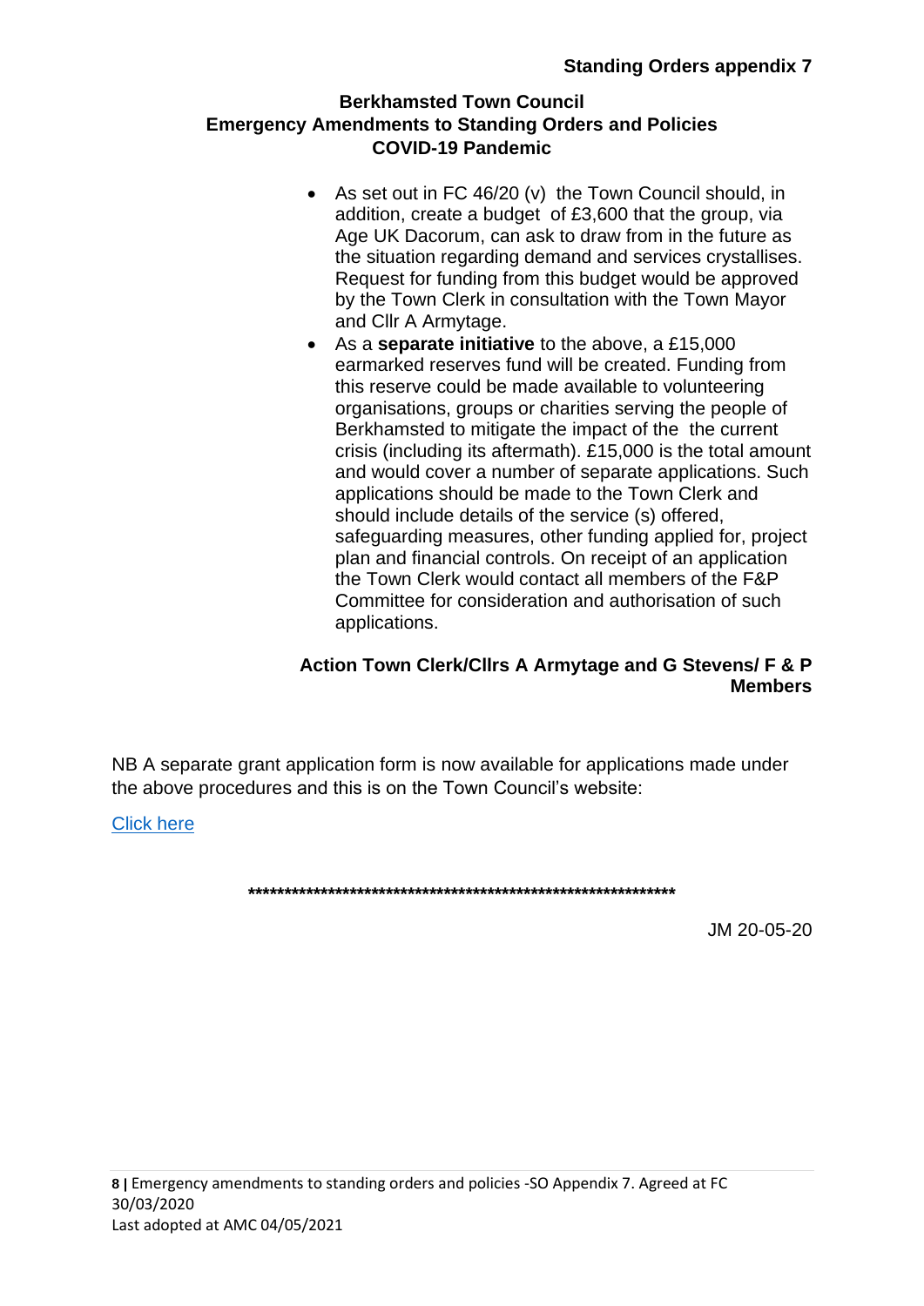**Berkhamsted Town Council**
**Emergency Amendments to Standing Orders and Policies**
**COVID-19 Pandemic**

- As set out in FC 46/20 (v) the Town Council should, in addition, create a budget of £3,600 that the group, via Age UK Dacorum, can ask to draw from in the future as the situation regarding demand and services crystallises. Request for funding from this budget would be approved by the Town Clerk in consultation with the Town Mayor and Cllr A Armytage.
- As a **separate initiative** to the above, a £15,000 earmarked reserves fund will be created. Funding from this reserve could be made available to volunteering organisations, groups or charities serving the people of Berkhamsted to mitigate the impact of the the current crisis (including its aftermath). £15,000 is the total amount and would cover a number of separate applications. Such applications should be made to the Town Clerk and should include details of the service (s) offered, safeguarding measures, other funding applied for, project plan and financial controls. On receipt of an application the Town Clerk would contact all members of the F&P Committee for consideration and authorisation of such applications.

**Action Town Clerk/Cllrs A Armytage and G Stevens/ F & P Members**

NB A separate grant application form is now available for applications made under the above procedures and this is on the Town Council's website:

Click here

***************************************************************

JM 20-05-20